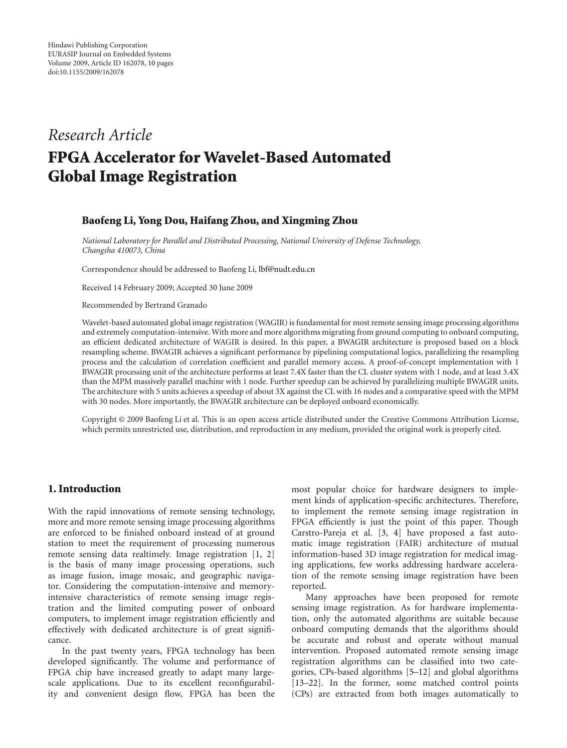Hindawi Publishing Corporation
EURASIP Journal on Embedded Systems
Volume 2009, Article ID 162078, 10 pages
doi:10.1155/2009/162078

*Research Article*

# FPGA Accelerator for Wavelet-Based Automated Global Image Registration

**Baofeng Li, Yong Dou, Haifang Zhou, and Xingming Zhou**

*National Laboratory for Parallel and Distributed Processing, National University of Defense Technology, Changsha 410073, China*

Correspondence should be addressed to Baofeng Li, lbf@nudt.edu.cn

Received 14 February 2009; Accepted 30 June 2009

Recommended by Bertrand Granado

Wavelet-based automated global image registration (WAGIR) is fundamental for most remote sensing image processing algorithms and extremely computation-intensive. With more and more algorithms migrating from ground computing to onboard computing, an efficient dedicated architecture of WAGIR is desired. In this paper, a BWAGIR architecture is proposed based on a block resampling scheme. BWAGIR achieves a significant performance by pipelining computational logics, parallelizing the resampling process and the calculation of correlation coefficient and parallel memory access. A proof-of-concept implementation with 1 BWAGIR processing unit of the architecture performs at least 7.4X faster than the CL cluster system with 1 node, and at least 3.4X than the MPM massively parallel machine with 1 node. Further speedup can be achieved by parallelizing multiple BWAGIR units. The architecture with 5 units achieves a speedup of about 3X against the CL with 16 nodes and a comparative speed with the MPM with 30 nodes. More importantly, the BWAGIR architecture can be deployed onboard economically.

Copyright © 2009 Baofeng Li et al. This is an open access article distributed under the Creative Commons Attribution License, which permits unrestricted use, distribution, and reproduction in any medium, provided the original work is properly cited.

## 1. Introduction

With the rapid innovations of remote sensing technology, more and more remote sensing image processing algorithms are enforced to be finished onboard instead of at ground station to meet the requirement of processing numerous remote sensing data realtimely. Image registration [1, 2] is the basis of many image processing operations, such as image fusion, image mosaic, and geographic navigator. Considering the computation-intensive and memory-intensive characteristics of remote sensing image registration and the limited computing power of onboard computers, to implement image registration efficiently and effectively with dedicated architecture is of great significance.

In the past twenty years, FPGA technology has been developed significantly. The volume and performance of FPGA chip have increased greatly to adapt many large-scale applications. Due to its excellent reconfigurability and convenient design flow, FPGA has been the most popular choice for hardware designers to implement kinds of application-specific architectures. Therefore, to implement the remote sensing image registration in FPGA efficiently is just the point of this paper. Though Carstro-Pareja et al. [3, 4] have proposed a fast automatic image registration (FAIR) architecture of mutual information-based 3D image registration for medical imaging applications, few works addressing hardware acceleration of the remote sensing image registration have been reported.

Many approaches have been proposed for remote sensing image registration. As for hardware implementation, only the automated algorithms are suitable because onboard computing demands that the algorithms should be accurate and robust and operate without manual intervention. Proposed automated remote sensing image registration algorithms can be classified into two categories, CPs-based algorithms [5–12] and global algorithms [13–22]. In the former, some matched control points (CPs) are extracted from both images automatically to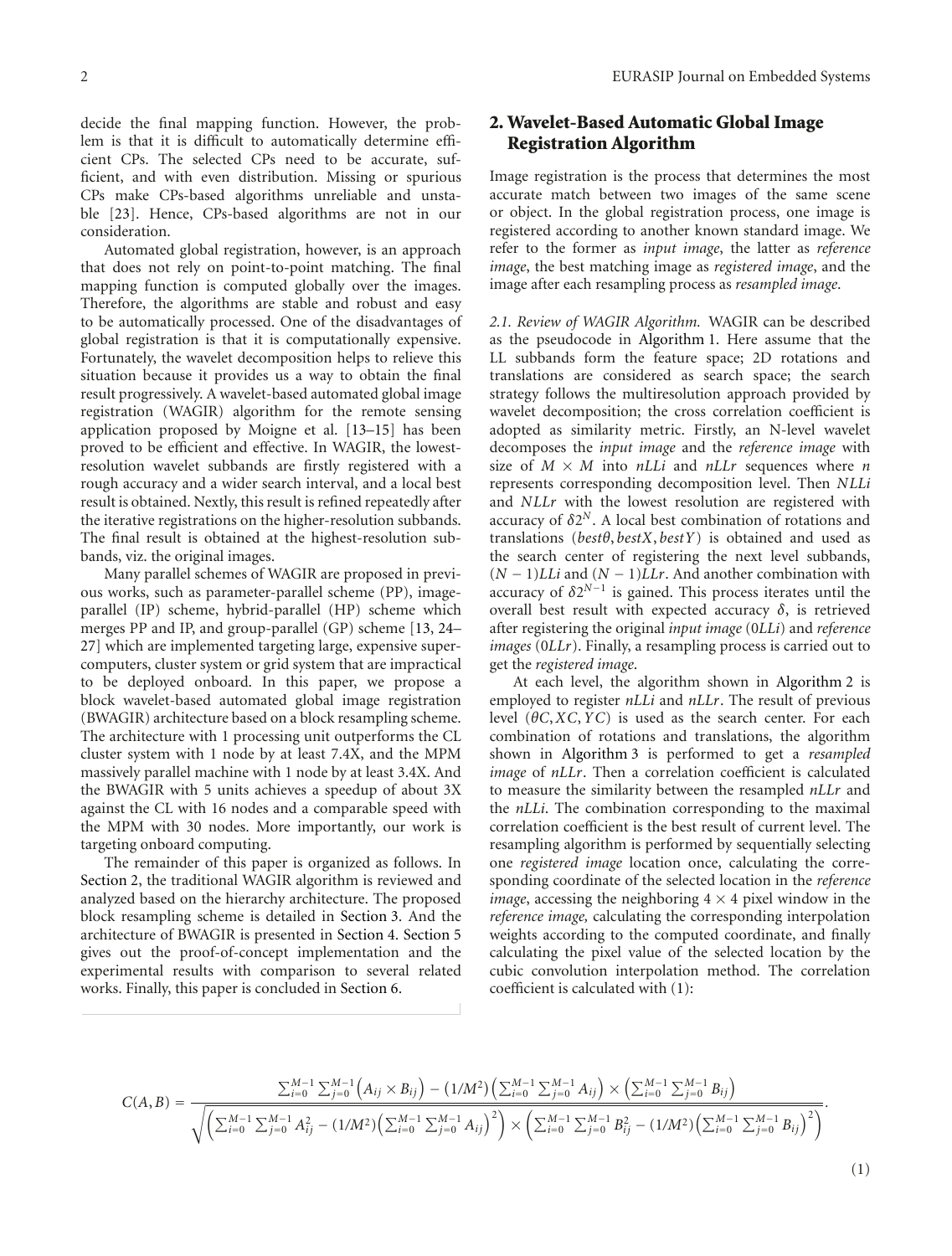decide the final mapping function. However, the problem is that it is difficult to automatically determine efficient CPs. The selected CPs need to be accurate, sufficient, and with even distribution. Missing or spurious CPs make CPs-based algorithms unreliable and unstable [23]. Hence, CPs-based algorithms are not in our consideration.

Automated global registration, however, is an approach that does not rely on point-to-point matching. The final mapping function is computed globally over the images. Therefore, the algorithms are stable and robust and easy to be automatically processed. One of the disadvantages of global registration is that it is computationally expensive. Fortunately, the wavelet decomposition helps to relieve this situation because it provides us a way to obtain the final result progressively. A wavelet-based automated global image registration (WAGIR) algorithm for the remote sensing application proposed by Moigne et al. [13–15] has been proved to be efficient and effective. In WAGIR, the lowest-resolution wavelet subbands are firstly registered with a rough accuracy and a wider search interval, and a local best result is obtained. Nextly, this result is refined repeatedly after the iterative registrations on the higher-resolution subbands. The final result is obtained at the highest-resolution subbands, viz. the original images.

Many parallel schemes of WAGIR are proposed in previous works, such as parameter-parallel scheme (PP), image-parallel (IP) scheme, hybrid-parallel (HP) scheme which merges PP and IP, and group-parallel (GP) scheme [13, 24–27] which are implemented targeting large, expensive supercomputers, cluster system or grid system that are impractical to be deployed onboard. In this paper, we propose a block wavelet-based automated global image registration (BWAGIR) architecture based on a block resampling scheme. The architecture with 1 processing unit outperforms the CL cluster system with 1 node by at least 7.4X, and the MPM massively parallel machine with 1 node by at least 3.4X. And the BWAGIR with 5 units achieves a speedup of about 3X against the CL with 16 nodes and a comparable speed with the MPM with 30 nodes. More importantly, our work is targeting onboard computing.

The remainder of this paper is organized as follows. In Section 2, the traditional WAGIR algorithm is reviewed and analyzed based on the hierarchy architecture. The proposed block resampling scheme is detailed in Section 3. And the architecture of BWAGIR is presented in Section 4. Section 5 gives out the proof-of-concept implementation and the experimental results with comparison to several related works. Finally, this paper is concluded in Section 6.

## 2. Wavelet-Based Automatic Global Image Registration Algorithm

Image registration is the process that determines the most accurate match between two images of the same scene or object. In the global registration process, one image is registered according to another known standard image. We refer to the former as *input image*, the latter as *reference image*, the best matching image as *registered image*, and the image after each resampling process as *resampled image*.

*2.1. Review of WAGIR Algorithm.* WAGIR can be described as the pseudocode in Algorithm 1. Here assume that the LL subbands form the feature space; 2D rotations and translations are considered as search space; the search strategy follows the multiresolution approach provided by wavelet decomposition; the cross correlation coefficient is adopted as similarity metric. Firstly, an N-level wavelet decomposes the *input image* and the *reference image* with size of $M \times M$ into *nLLi* and *nLLr* sequences where *n* represents corresponding decomposition level. Then *NLLi* and *NLLr* with the lowest resolution are registered with accuracy of $\delta 2^N$. A local best combination of rotations and translations $(best\theta, bestX, bestY)$ is obtained and used as the search center of registering the next level subbands, $(N-1)LLi$ and $(N-1)LLr$. And another combination with accuracy of $\delta 2^{N-1}$ is gained. This process iterates until the overall best result with expected accuracy $\delta$, is retrieved after registering the original *input image* (0*LLi*) and *reference images* (0*LLr*). Finally, a resampling process is carried out to get the *registered image*.

At each level, the algorithm shown in Algorithm 2 is employed to register *nLLi* and *nLLr*. The result of previous level $(\theta C, XC, YC)$ is used as the search center. For each combination of rotations and translations, the algorithm shown in Algorithm 3 is performed to get a *resampled image* of *nLLr*. Then a correlation coefficient is calculated to measure the similarity between the resampled *nLLr* and the *nLLi*. The combination corresponding to the maximal correlation coefficient is the best result of current level. The resampling algorithm is performed by sequentially selecting one *registered image* location once, calculating the corresponding coordinate of the selected location in the *reference image*, accessing the neighboring $4 \times 4$ pixel window in the *reference image,* calculating the corresponding interpolation weights according to the computed coordinate, and finally calculating the pixel value of the selected location by the cubic convolution interpolation method. The correlation coefficient is calculated with (1):

$$C(A,B) = \frac{\sum_{i=0}^{M-1}\sum_{j=0}^{M-1}\left(A_{ij}\times B_{ij}\right) - (1/M^2)\left(\sum_{i=0}^{M-1}\sum_{j=0}^{M-1}A_{ij}\right)\times\left(\sum_{i=0}^{M-1}\sum_{j=0}^{M-1}B_{ij}\right)}{\sqrt{\left(\sum_{i=0}^{M-1}\sum_{j=0}^{M-1}A_{ij}^2 - (1/M^2)\left(\sum_{i=0}^{M-1}\sum_{j=0}^{M-1}A_{ij}\right)^2\right)\times\left(\sum_{i=0}^{M-1}\sum_{j=0}^{M-1}B_{ij}^2 - (1/M^2)\left(\sum_{i=0}^{M-1}\sum_{j=0}^{M-1}B_{ij}\right)^2\right)}}. \tag{1}$$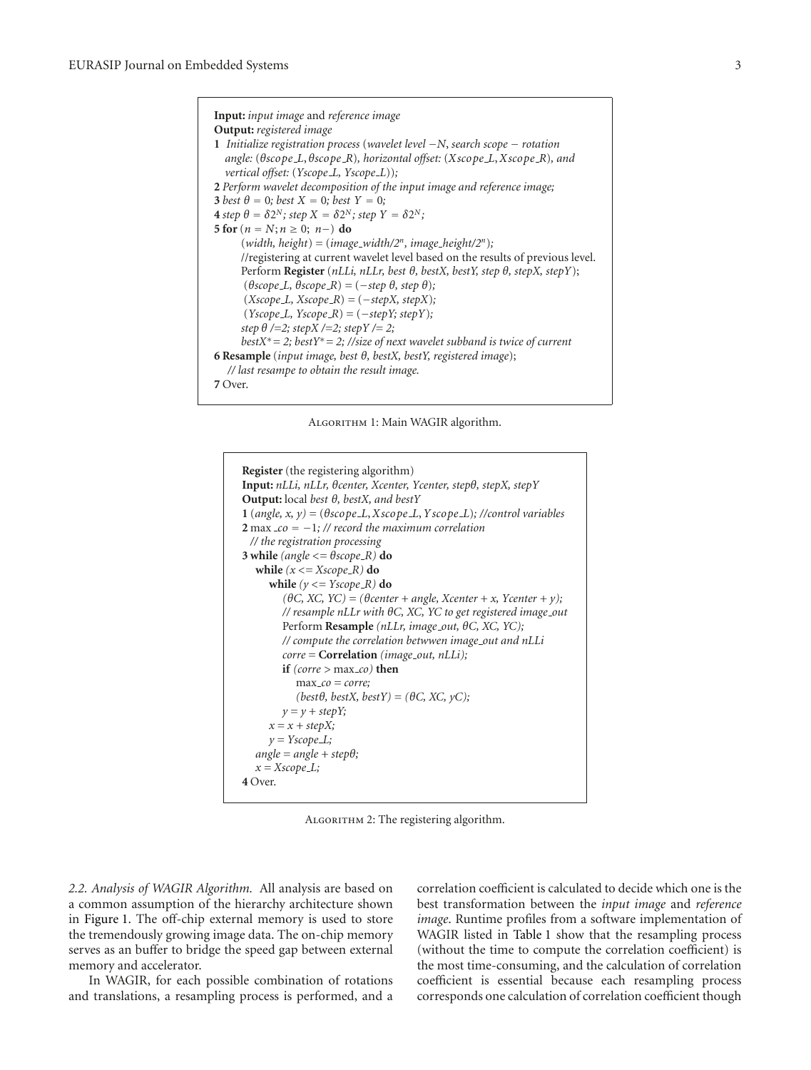**Input:** *input image* and *reference image*
**Output:** *registered image*
**1** *Initialize registration process* (*wavelet level* −*N*, *search scope* − *rotation angle:* (*θscope_L*, *θscope_R*), *horizontal offset:* (*Xscope_L*, *Xscope_R*), *and vertical offset:* (*Yscope_L*, *Yscope_L*));
**2** *Perform wavelet decomposition of the input image and reference image;*
**3** *best θ* = 0*; best X* = 0*; best Y* = 0*;*
**4** *step θ* = $\delta 2^N$*; step X* = $\delta 2^N$*; step Y* = $\delta 2^N$*;*
**5 for** ($n = N; n \geq 0;\ n-$) **do**
    (*width, height*) = (*image_width*/$2^n$, *image_height*/$2^n$);
    //registering at current wavelet level based on the results of previous level.
    Perform **Register** (*nLLi, nLLr, best θ, bestX, bestY, step θ, stepX, stepY*);
    (*θscope_L*, *θscope_R*) = (−*step θ, step θ*);
    (*Xscope_L*, *Xscope_R*) = (−*stepX, stepX*);
    (*Yscope_L*, *Yscope_R*) = (−*stepY; stepY*);
    *step θ /=2; stepX /=2; stepY /= 2;*
    *bestX\*= 2; bestY\*= 2; //size of next wavelet subband is twice of current*
**6 Resample** (*input image, best θ, bestX, bestY, registered image*);
  *// last resampe to obtain the result image.*
**7** Over.

Algorithm 1: Main WAGIR algorithm.

**Register** (the registering algorithm)
**Input:** *nLLi, nLLr, θcenter, Xcenter, Ycenter, stepθ, stepX, stepY*
**Output:** local *best θ, bestX, and bestY*
**1** (*angle, x, y*) = (*θscope_L*, *Xscope_L*, *Yscope_L*)*; //control variables*
**2** max_*co* = −1*; // record the maximum correlation*
  *// the registration processing*
**3 while** *(angle <= θscope_R)* **do**
  **while** *(x <= Xscope_R)* **do**
    **while** *(y <= Yscope_R)* **do**
      *(θC, XC, YC) = (θcenter + angle, Xcenter + x, Ycenter + y);*
      *// resample nLLr with θC, XC, YC to get registered image_out*
      Perform **Resample** *(nLLr, image_out, θC, XC, YC);*
      *// compute the correlation betwwen image_out and nLLi*
      *corre* = **Correlation** *(image_out, nLLi);*
      **if** *(corre* > max_*co)* **then**
        max_*co = corre;*
        *(bestθ, bestX, bestY) = (θC, XC, yC);*
      *y = y + stepY;*
    *x = x + stepX;*
    *y = Yscope_L;*
  *angle = angle + stepθ;*
  *x = Xscope_L;*
**4** Over.

Algorithm 2: The registering algorithm.

*2.2. Analysis of WAGIR Algorithm.* All analysis are based on a common assumption of the hierarchy architecture shown in Figure 1. The off-chip external memory is used to store the tremendously growing image data. The on-chip memory serves as an buffer to bridge the speed gap between external memory and accelerator.

In WAGIR, for each possible combination of rotations and translations, a resampling process is performed, and a correlation coefficient is calculated to decide which one is the best transformation between the *input image* and *reference image*. Runtime profiles from a software implementation of WAGIR listed in Table 1 show that the resampling process (without the time to compute the correlation coefficient) is the most time-consuming, and the calculation of correlation coefficient is essential because each resampling process corresponds one calculation of correlation coefficient though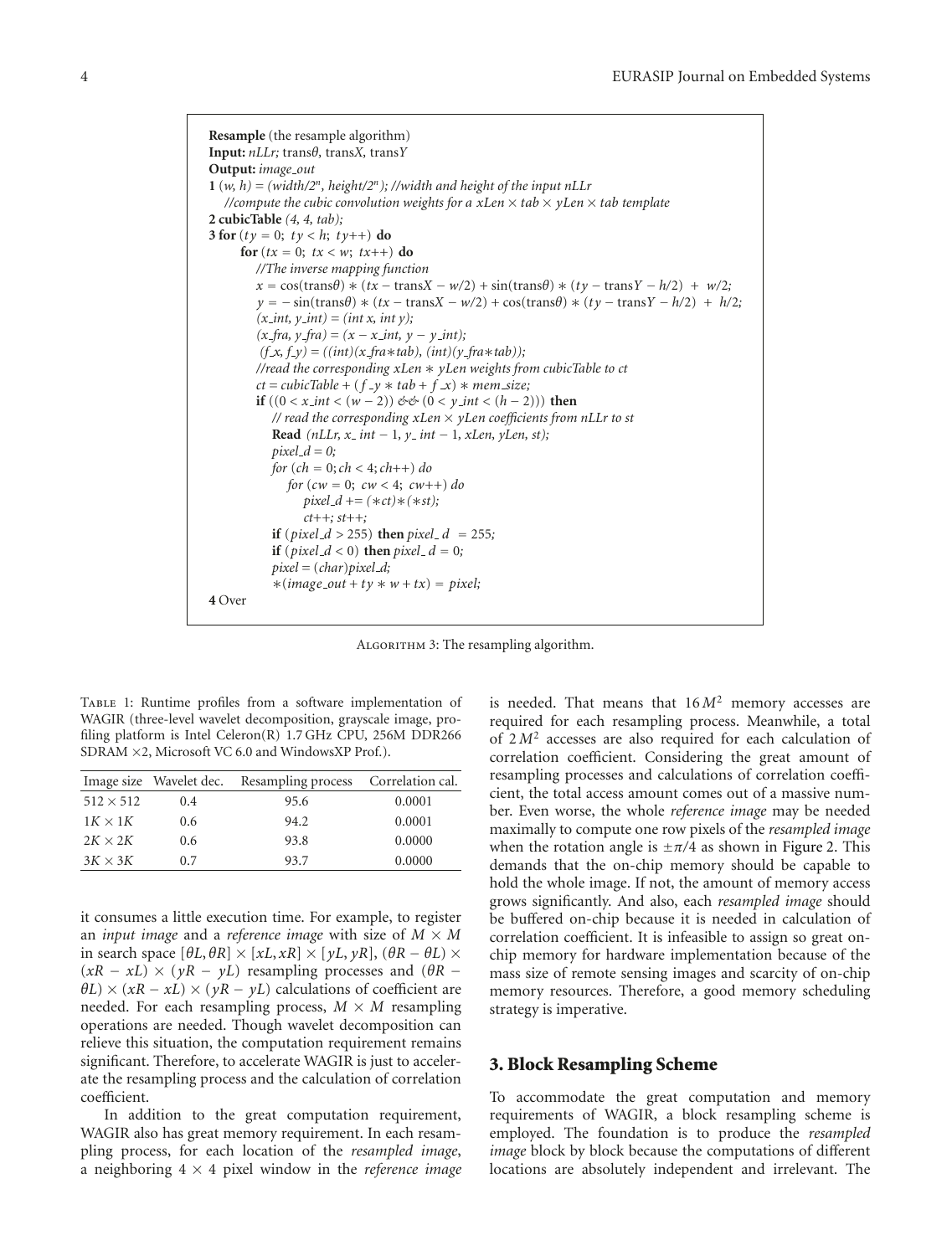```
Resample (the resample algorithm)
Input: nLLr; transθ, transX, transY
Output: image_out
1 (w, h) = (width/2^n, height/2^n); //width and height of the input nLLr
   //compute the cubic convolution weights for a xLen × tab × yLen × tab template
2 cubicTable (4, 4, tab);
3 for (ty = 0; ty < h; ty++) do
      for (tx = 0; tx < w; tx++) do
         //The inverse mapping function
         x = cos(transθ) ∗ (tx − transX − w/2) + sin(transθ) ∗ (ty − transY − h/2) + w/2;
         y = − sin(transθ) ∗ (tx − transX − w/2) + cos(transθ) ∗ (ty − transY − h/2) + h/2;
         (x_int, y_int) = (int x, int y);
         (x_fra, y_fra) = (x − x_int, y − y_int);
         (f_x, f_y) = ((int)(x_fra∗tab), (int)(y_fra∗tab));
         //read the corresponding xLen ∗ yLen weights from cubicTable to ct
         ct = cubicTable + (f_y ∗ tab + f_x) ∗ mem_size;
         if ((0 < x_int < (w − 2)) && (0 < y_int < (h − 2))) then
            // read the corresponding xLen × yLen coefficients from nLLr to st
            Read (nLLr, x_int − 1, y_int − 1, xLen, yLen, st);
            pixel_d = 0;
            for (ch = 0; ch < 4; ch++) do
               for (cw = 0; cw < 4; cw++) do
                  pixel_d += (∗ct)∗(∗st);
                  ct++; st++;
            if (pixel_d > 255) then pixel_d = 255;
            if (pixel_d < 0) then pixel_d = 0;
            pixel = (char)pixel_d;
            ∗(image_out + ty ∗ w + tx) = pixel;
4 Over
```

Algorithm 3: The resampling algorithm.

Table 1: Runtime profiles from a software implementation of WAGIR (three-level wavelet decomposition, grayscale image, profiling platform is Intel Celeron(R) 1.7 GHz CPU, 256M DDR266 SDRAM ×2, Microsoft VC 6.0 and WindowsXP Prof.).

| Image size | Wavelet dec. | Resampling process | Correlation cal. |
|---|---|---|---|
| $512 \times 512$ | 0.4 | 95.6 | 0.0001 |
| $1K \times 1K$ | 0.6 | 94.2 | 0.0001 |
| $2K \times 2K$ | 0.6 | 93.8 | 0.0000 |
| $3K \times 3K$ | 0.7 | 93.7 | 0.0000 |

it consumes a little execution time. For example, to register an *input image* and a *reference image* with size of $M \times M$ in search space $[\theta L, \theta R] \times [xL, xR] \times [yL, yR]$, $(\theta R - \theta L) \times (xR - xL) \times (yR - yL)$ resampling processes and $(\theta R - \theta L) \times (xR - xL) \times (yR - yL)$ calculations of coefficient are needed. For each resampling process, $M \times M$ resampling operations are needed. Though wavelet decomposition can relieve this situation, the computation requirement remains significant. Therefore, to accelerate WAGIR is just to accelerate the resampling process and the calculation of correlation coefficient.

In addition to the great computation requirement, WAGIR also has great memory requirement. In each resampling process, for each location of the *resampled image*, a neighboring $4 \times 4$ pixel window in the *reference image* is needed. That means that $16M^2$ memory accesses are required for each resampling process. Meanwhile, a total of $2M^2$ accesses are also required for each calculation of correlation coefficient. Considering the great amount of resampling processes and calculations of correlation coefficient, the total access amount comes out of a massive number. Even worse, the whole *reference image* may be needed maximally to compute one row pixels of the *resampled image* when the rotation angle is $\pm\pi/4$ as shown in Figure 2. This demands that the on-chip memory should be capable to hold the whole image. If not, the amount of memory access grows significantly. And also, each *resampled image* should be buffered on-chip because it is needed in calculation of correlation coefficient. It is infeasible to assign so great on-chip memory for hardware implementation because of the mass size of remote sensing images and scarcity of on-chip memory resources. Therefore, a good memory scheduling strategy is imperative.

## 3. Block Resampling Scheme

To accommodate the great computation and memory requirements of WAGIR, a block resampling scheme is employed. The foundation is to produce the *resampled image* block by block because the computations of different locations are absolutely independent and irrelevant. The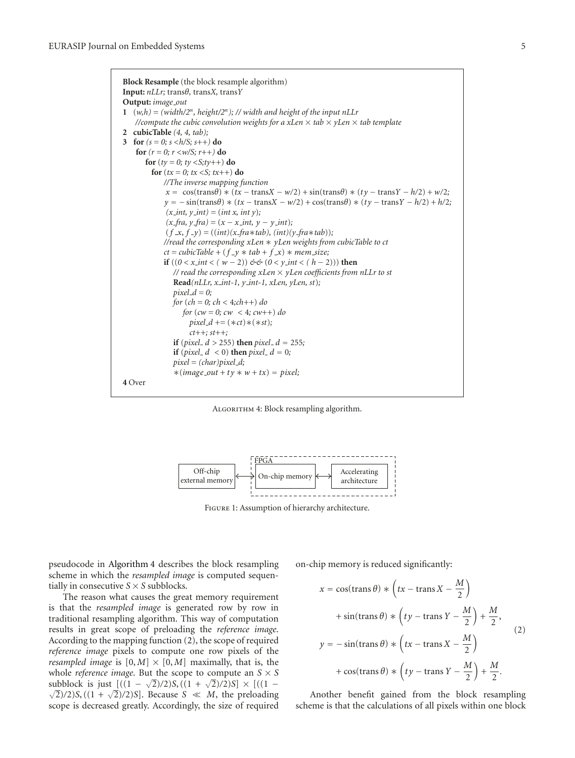**Block Resample** (the block resample algorithm)
**Input:** *nLLr;* trans$\theta$, trans$X$, trans$Y$
**Output:** *image_out*

```
1  (w,h) = (width/2^n, height/2^n); // width and height of the input nLLr
   //compute the cubic convolution weights for a xLen × tab × yLen × tab template
2  cubicTable (4, 4, tab);
3  for (s = 0; s <h/S; s++) do
     for (r = 0; r <w/S; r++) do
       for (ty = 0; ty <S;ty++) do
         for (tx = 0; tx <S; tx++) do
           //The inverse mapping function
           x = cos(transθ) * (tx − transX − w/2) + sin(transθ) * (ty − transY − h/2) + w/2;
           y = − sin(transθ) * (tx − transX − w/2) + cos(transθ) * (ty − transY − h/2) + h/2;
           (x_int, y_int) = (int x, int y);
           (x_fra, y_fra) = (x − x_int, y − y_int);
           (f_x, f_y) = ((int)(x_fra*tab), (int)(y_fra*tab));
           //read the corresponding xLen * yLen weights from cubicTable to ct
           ct = cubicTable + (f_y * tab + f_x) * mem_size;
           if ((0 < x_int < ( w − 2)) && (0 < y_int < ( h − 2))) then
             // read the corresponding xLen × yLen coefficients from nLLr to st
             Read(nLLr, x_int-1, y_int-1, xLen, yLen, st);
             pixel_d = 0;
             for (ch = 0; ch < 4;ch++) do
               for (cw = 0; cw < 4; cw++) do
                 pixel_d += (*ct)*(*st);
                 ct++; st++;
             if (pixel_ d > 255) then pixel_ d = 255;
             if (pixel_ d < 0) then pixel_ d = 0;
             pixel = (char)pixel_d;
             *(image_out + ty * w + tx) = pixel;
4 Over
```

Algorithm 4: Block resampling algorithm.

Figure 1: Assumption of hierarchy architecture.

pseudocode in Algorithm 4 describes the block resampling scheme in which the *resampled image* is computed sequentially in consecutive $S \times S$ subblocks.

The reason what causes the great memory requirement is that the *resampled image* is generated row by row in traditional resampling algorithm. This way of computation results in great scope of preloading the *reference image*. According to the mapping function (2), the scope of required *reference image* pixels to compute one row pixels of the *resampled image* is $[0, M] \times [0, M]$ maximally, that is, the whole *reference image*. But the scope to compute an $S \times S$ subblock is just $[((1 - \sqrt{2})/2)S, ((1 + \sqrt{2})/2)S] \times [((1 - \sqrt{2})/2)S, ((1 + \sqrt{2})/2)S]$. Because $S \ll M$, the preloading scope is decreased greatly. Accordingly, the size of required on-chip memory is reduced significantly:

$$
\begin{aligned}
x &= \cos(\operatorname{trans}\theta) * \left(tx - \operatorname{trans}X - \frac{M}{2}\right) \\
&\quad + \sin(\operatorname{trans}\theta) * \left(ty - \operatorname{trans}Y - \frac{M}{2}\right) + \frac{M}{2}, \\
y &= -\sin(\operatorname{trans}\theta) * \left(tx - \operatorname{trans}X - \frac{M}{2}\right) \\
&\quad + \cos(\operatorname{trans}\theta) * \left(ty - \operatorname{trans}Y - \frac{M}{2}\right) + \frac{M}{2}.
\end{aligned}
\tag{2}
$$

Another benefit gained from the block resampling scheme is that the calculations of all pixels within one block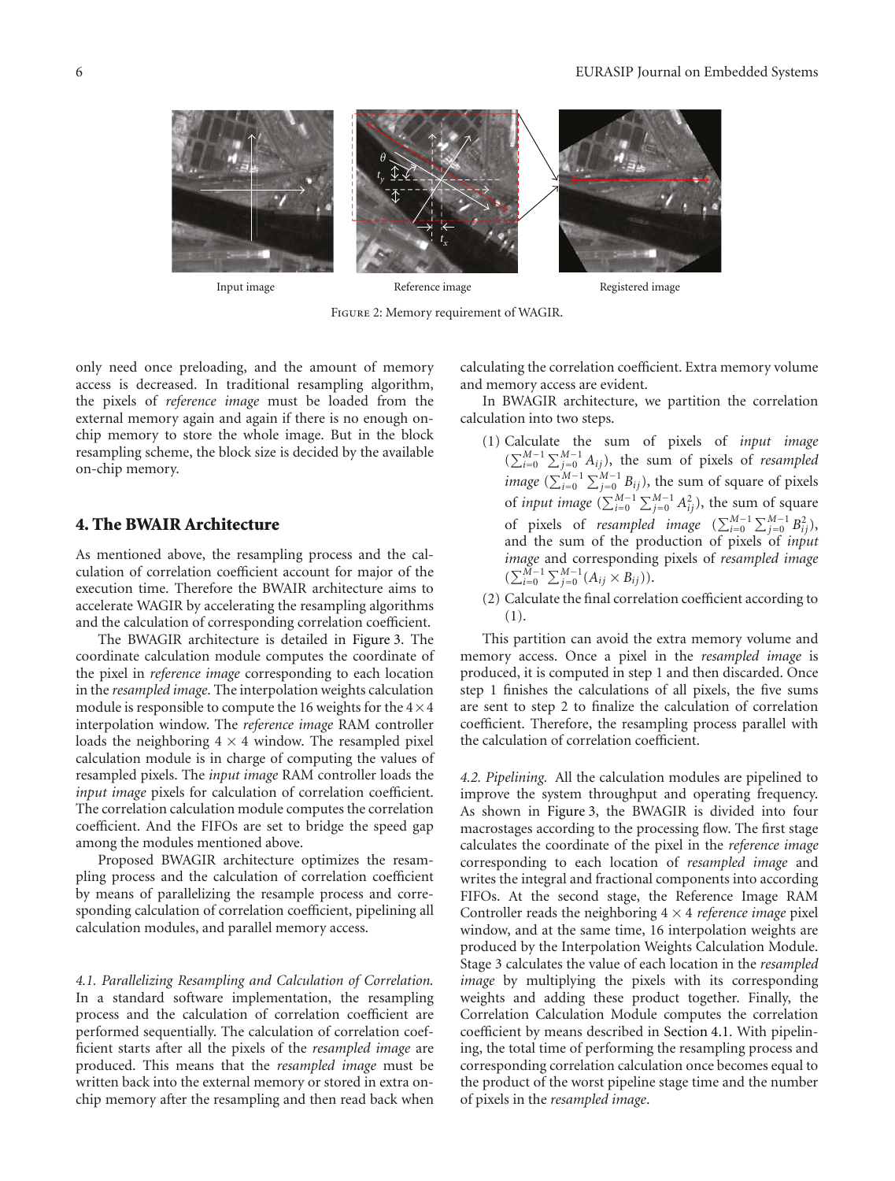Input image Reference image Registered image

Figure 2: Memory requirement of WAGIR.

only need once preloading, and the amount of memory access is decreased. In traditional resampling algorithm, the pixels of *reference image* must be loaded from the external memory again and again if there is no enough on-chip memory to store the whole image. But in the block resampling scheme, the block size is decided by the available on-chip memory.

## 4. The BWAIR Architecture

As mentioned above, the resampling process and the calculation of correlation coefficient account for major of the execution time. Therefore the BWAIR architecture aims to accelerate WAGIR by accelerating the resampling algorithms and the calculation of correlation coefficient.

The BWAGIR architecture is detailed in Figure 3. The coordinate calculation module computes the coordinate of the pixel in *reference image* corresponding to each location in the *resampled image*. The interpolation weights calculation module is responsible to compute the 16 weights for the $4 \times 4$ interpolation window. The *reference image* RAM controller loads the neighboring $4 \times 4$ window. The resampled pixel calculation module is in charge of computing the values of resampled pixels. The *input image* RAM controller loads the *input image* pixels for calculation of correlation coefficient. The correlation calculation module computes the correlation coefficient. And the FIFOs are set to bridge the speed gap among the modules mentioned above.

Proposed BWAGIR architecture optimizes the resampling process and the calculation of correlation coefficient by means of parallelizing the resample process and corresponding calculation of correlation coefficient, pipelining all calculation modules, and parallel memory access.

*4.1. Parallelizing Resampling and Calculation of Correlation.* In a standard software implementation, the resampling process and the calculation of correlation coefficient are performed sequentially. The calculation of correlation coefficient starts after all the pixels of the *resampled image* are produced. This means that the *resampled image* must be written back into the external memory or stored in extra on-chip memory after the resampling and then read back when calculating the correlation coefficient. Extra memory volume and memory access are evident.

In BWAGIR architecture, we partition the correlation calculation into two steps.

(1) Calculate the sum of pixels of *input image* $(\sum_{i=0}^{M-1}\sum_{j=0}^{M-1} A_{ij})$, the sum of pixels of *resampled image* $(\sum_{i=0}^{M-1}\sum_{j=0}^{M-1} B_{ij})$, the sum of square of pixels of *input image* $(\sum_{i=0}^{M-1}\sum_{j=0}^{M-1} A_{ij}^2)$, the sum of square of pixels of *resampled image* $(\sum_{i=0}^{M-1}\sum_{j=0}^{M-1} B_{ij}^2)$, and the sum of the production of pixels of *input image* and corresponding pixels of *resampled image* $(\sum_{i=0}^{M-1}\sum_{j=0}^{M-1}(A_{ij} \times B_{ij}))$.

(2) Calculate the final correlation coefficient according to (1).

This partition can avoid the extra memory volume and memory access. Once a pixel in the *resampled image* is produced, it is computed in step 1 and then discarded. Once step 1 finishes the calculations of all pixels, the five sums are sent to step 2 to finalize the calculation of correlation coefficient. Therefore, the resampling process parallel with the calculation of correlation coefficient.

*4.2. Pipelining.* All the calculation modules are pipelined to improve the system throughput and operating frequency. As shown in Figure 3, the BWAGIR is divided into four macrostages according to the processing flow. The first stage calculates the coordinate of the pixel in the *reference image* corresponding to each location of *resampled image* and writes the integral and fractional components into according FIFOs. At the second stage, the Reference Image RAM Controller reads the neighboring $4 \times 4$ *reference image* pixel window, and at the same time, 16 interpolation weights are produced by the Interpolation Weights Calculation Module. Stage 3 calculates the value of each location in the *resampled image* by multiplying the pixels with its corresponding weights and adding these product together. Finally, the Correlation Calculation Module computes the correlation coefficient by means described in Section 4.1. With pipelining, the total time of performing the resampling process and corresponding correlation calculation once becomes equal to the product of the worst pipeline stage time and the number of pixels in the *resampled image*.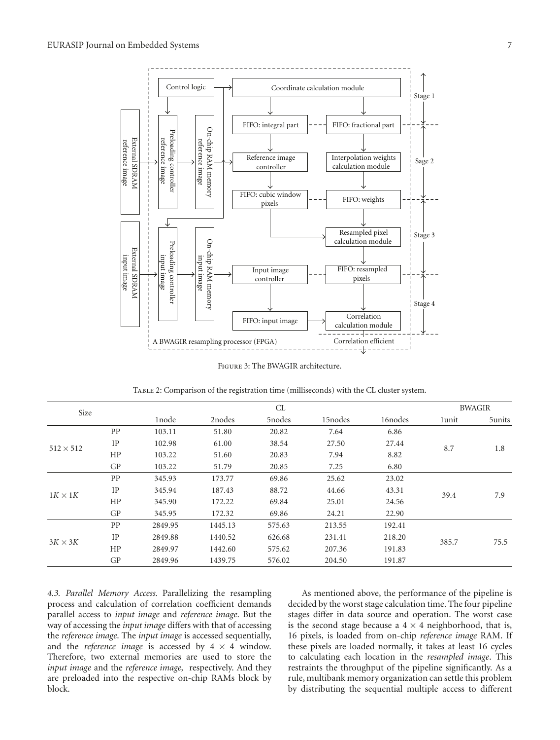Figure 3: The BWAGIR architecture.

Table 2: Comparison of the registration time (milliseconds) with the CL cluster system.

| Size | | CL | | | | | BWAGIR | |
|---|---|---|---|---|---|---|---|---|
| | | 1node | 2nodes | 5nodes | 15nodes | 16nodes | 1unit | 5units |
| $512 \times 512$ | PP | 103.11 | 51.80 | 20.82 | 7.64 | 6.86 | 8.7 | 1.8 |
| | IP | 102.98 | 61.00 | 38.54 | 27.50 | 27.44 | | |
| | HP | 103.22 | 51.60 | 20.83 | 7.94 | 8.82 | | |
| | GP | 103.22 | 51.79 | 20.85 | 7.25 | 6.80 | | |
| $1K \times 1K$ | PP | 345.93 | 173.77 | 69.86 | 25.62 | 23.02 | 39.4 | 7.9 |
| | IP | 345.94 | 187.43 | 88.72 | 44.66 | 43.31 | | |
| | HP | 345.90 | 172.22 | 69.84 | 25.01 | 24.56 | | |
| | GP | 345.95 | 172.32 | 69.86 | 24.21 | 22.90 | | |
| $3K \times 3K$ | PP | 2849.95 | 1445.13 | 575.63 | 213.55 | 192.41 | 385.7 | 75.5 |
| | IP | 2849.88 | 1440.52 | 626.68 | 231.41 | 218.20 | | |
| | HP | 2849.97 | 1442.60 | 575.62 | 207.36 | 191.83 | | |
| | GP | 2849.96 | 1439.75 | 576.02 | 204.50 | 191.87 | | |

*4.3. Parallel Memory Access.* Parallelizing the resampling process and calculation of correlation coefficient demands parallel access to *input image* and *reference image*. But the way of accessing the *input image* differs with that of accessing the *reference image*. The *input image* is accessed sequentially, and the *reference image* is accessed by $4 \times 4$ window. Therefore, two external memories are used to store the *input image* and the *reference image,* respectively. And they are preloaded into the respective on-chip RAMs block by block.

As mentioned above, the performance of the pipeline is decided by the worst stage calculation time. The four pipeline stages differ in data source and operation. The worst case is the second stage because a $4 \times 4$ neighborhood, that is, 16 pixels, is loaded from on-chip *reference image* RAM. If these pixels are loaded normally, it takes at least 16 cycles to calculating each location in the *resampled image*. This restraints the throughput of the pipeline significantly. As a rule, multibank memory organization can settle this problem by distributing the sequential multiple access to different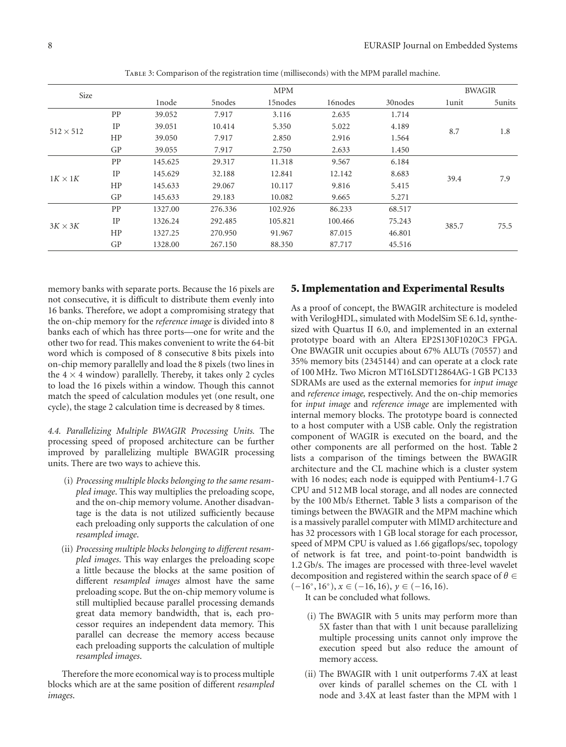Table 3: Comparison of the registration time (milliseconds) with the MPM parallel machine.

| Size | | MPM | | | | | BWAGIR | |
|---|---|---|---|---|---|---|---|---|
| | | 1node | 5nodes | 15nodes | 16nodes | 30nodes | 1unit | 5units |
| $512 \times 512$ | PP | 39.052 | 7.917 | 3.116 | 2.635 | 1.714 | 8.7 | 1.8 |
| | IP | 39.051 | 10.414 | 5.350 | 5.022 | 4.189 | | |
| | HP | 39.050 | 7.917 | 2.850 | 2.916 | 1.564 | | |
| | GP | 39.055 | 7.917 | 2.750 | 2.633 | 1.450 | | |
| $1K \times 1K$ | PP | 145.625 | 29.317 | 11.318 | 9.567 | 6.184 | 39.4 | 7.9 |
| | IP | 145.629 | 32.188 | 12.841 | 12.142 | 8.683 | | |
| | HP | 145.633 | 29.067 | 10.117 | 9.816 | 5.415 | | |
| | GP | 145.633 | 29.183 | 10.082 | 9.665 | 5.271 | | |
| $3K \times 3K$ | PP | 1327.00 | 276.336 | 102.926 | 86.233 | 68.517 | 385.7 | 75.5 |
| | IP | 1326.24 | 292.485 | 105.821 | 100.466 | 75.243 | | |
| | HP | 1327.25 | 270.950 | 91.967 | 87.015 | 46.801 | | |
| | GP | 1328.00 | 267.150 | 88.350 | 87.717 | 45.516 | | |

memory banks with separate ports. Because the 16 pixels are not consecutive, it is difficult to distribute them evenly into 16 banks. Therefore, we adopt a compromising strategy that the on-chip memory for the *reference image* is divided into 8 banks each of which has three ports—one for write and the other two for read. This makes convenient to write the 64-bit word which is composed of 8 consecutive 8 bits pixels into on-chip memory parallelly and load the 8 pixels (two lines in the $4 \times 4$ window) parallelly. Thereby, it takes only 2 cycles to load the 16 pixels within a window. Though this cannot match the speed of calculation modules yet (one result, one cycle), the stage 2 calculation time is decreased by 8 times.

*4.4. Parallelizing Multiple BWAGIR Processing Units.* The processing speed of proposed architecture can be further improved by parallelizing multiple BWAGIR processing units. There are two ways to achieve this.

(i) *Processing multiple blocks belonging to the same resampled image*. This way multiplies the preloading scope, and the on-chip memory volume. Another disadvantage is the data is not utilized sufficiently because each preloading only supports the calculation of one *resampled image*.

(ii) *Processing multiple blocks belonging to different resampled images*. This way enlarges the preloading scope a little because the blocks at the same position of different *resampled images* almost have the same preloading scope. But the on-chip memory volume is still multiplied because parallel processing demands great data memory bandwidth, that is, each processor requires an independent data memory. This parallel can decrease the memory access because each preloading supports the calculation of multiple *resampled images*.

Therefore the more economical way is to process multiple blocks which are at the same position of different *resampled images*.

## 5. Implementation and Experimental Results

As a proof of concept, the BWAGIR architecture is modeled with VerilogHDL, simulated with ModelSim SE 6.1d, synthesized with Quartus II 6.0, and implemented in an external prototype board with an Altera EP2S130F1020C3 FPGA. One BWAGIR unit occupies about 67% ALUTs (70557) and 35% memory bits (2345144) and can operate at a clock rate of 100 MHz. Two Micron MT16LSDT12864AG-1 GB PC133 SDRAMs are used as the external memories for *input image* and *reference image,* respectively. And the on-chip memories for *input image* and *reference image* are implemented with internal memory blocks. The prototype board is connected to a host computer with a USB cable. Only the registration component of WAGIR is executed on the board, and the other components are all performed on the host. Table 2 lists a comparison of the timings between the BWAGIR architecture and the CL machine which is a cluster system with 16 nodes; each node is equipped with Pentium4-1.7 G CPU and 512 MB local storage, and all nodes are connected by the 100 Mb/s Ethernet. Table 3 lists a comparison of the timings between the BWAGIR and the MPM machine which is a massively parallel computer with MIMD architecture and has 32 processors with 1 GB local storage for each processor, speed of MPM CPU is valued as 1.66 gigaflops/sec, topology of network is fat tree, and point-to-point bandwidth is 1.2 Gb/s. The images are processed with three-level wavelet decomposition and registered within the search space of $\theta \in (-16^\circ, 16^\circ)$, $x \in (-16, 16)$, $y \in (-16, 16)$.

It can be concluded what follows.

(i) The BWAGIR with 5 units may perform more than 5X faster than that with 1 unit because parallelizing multiple processing units cannot only improve the execution speed but also reduce the amount of memory access.

(ii) The BWAGIR with 1 unit outperforms 7.4X at least over kinds of parallel schemes on the CL with 1 node and 3.4X at least faster than the MPM with 1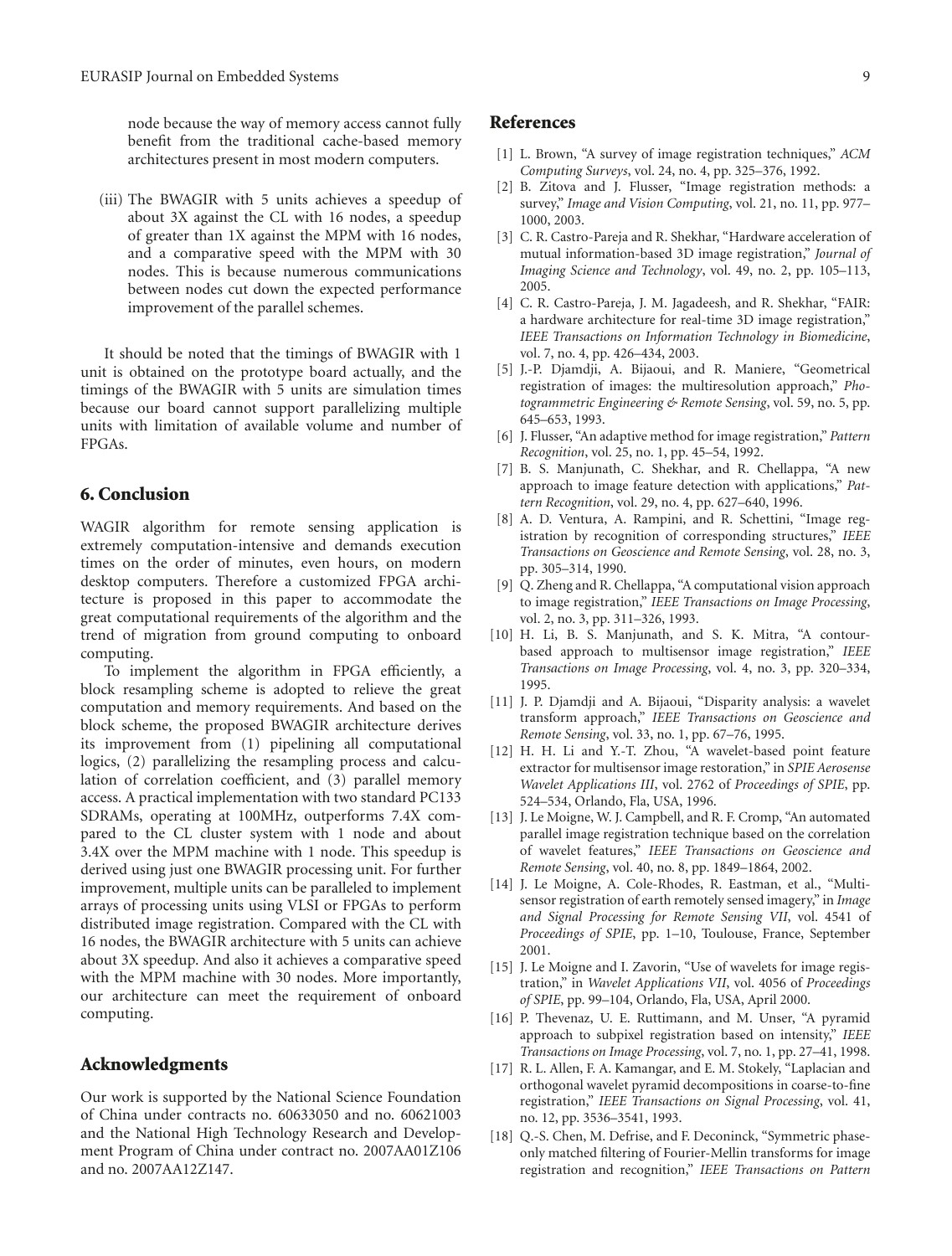node because the way of memory access cannot fully benefit from the traditional cache-based memory architectures present in most modern computers.

(iii) The BWAGIR with 5 units achieves a speedup of about 3X against the CL with 16 nodes, a speedup of greater than 1X against the MPM with 16 nodes, and a comparative speed with the MPM with 30 nodes. This is because numerous communications between nodes cut down the expected performance improvement of the parallel schemes.

It should be noted that the timings of BWAGIR with 1 unit is obtained on the prototype board actually, and the timings of the BWAGIR with 5 units are simulation times because our board cannot support parallelizing multiple units with limitation of available volume and number of FPGAs.

## 6. Conclusion

WAGIR algorithm for remote sensing application is extremely computation-intensive and demands execution times on the order of minutes, even hours, on modern desktop computers. Therefore a customized FPGA architecture is proposed in this paper to accommodate the great computational requirements of the algorithm and the trend of migration from ground computing to onboard computing.

To implement the algorithm in FPGA efficiently, a block resampling scheme is adopted to relieve the great computation and memory requirements. And based on the block scheme, the proposed BWAGIR architecture derives its improvement from (1) pipelining all computational logics, (2) parallelizing the resampling process and calculation of correlation coefficient, and (3) parallel memory access. A practical implementation with two standard PC133 SDRAMs, operating at 100MHz, outperforms 7.4X compared to the CL cluster system with 1 node and about 3.4X over the MPM machine with 1 node. This speedup is derived using just one BWAGIR processing unit. For further improvement, multiple units can be paralleled to implement arrays of processing units using VLSI or FPGAs to perform distributed image registration. Compared with the CL with 16 nodes, the BWAGIR architecture with 5 units can achieve about 3X speedup. And also it achieves a comparative speed with the MPM machine with 30 nodes. More importantly, our architecture can meet the requirement of onboard computing.

## Acknowledgments

Our work is supported by the National Science Foundation of China under contracts no. 60633050 and no. 60621003 and the National High Technology Research and Development Program of China under contract no. 2007AA01Z106 and no. 2007AA12Z147.

## References

[1] L. Brown, "A survey of image registration techniques," *ACM Computing Surveys*, vol. 24, no. 4, pp. 325–376, 1992.

[2] B. Zitova and J. Flusser, "Image registration methods: a survey," *Image and Vision Computing*, vol. 21, no. 11, pp. 977–1000, 2003.

[3] C. R. Castro-Pareja and R. Shekhar, "Hardware acceleration of mutual information-based 3D image registration," *Journal of Imaging Science and Technology*, vol. 49, no. 2, pp. 105–113, 2005.

[4] C. R. Castro-Pareja, J. M. Jagadeesh, and R. Shekhar, "FAIR: a hardware architecture for real-time 3D image registration," *IEEE Transactions on Information Technology in Biomedicine*, vol. 7, no. 4, pp. 426–434, 2003.

[5] J.-P. Djamdji, A. Bijaoui, and R. Maniere, "Geometrical registration of images: the multiresolution approach," *Photogrammetric Engineering & Remote Sensing*, vol. 59, no. 5, pp. 645–653, 1993.

[6] J. Flusser, "An adaptive method for image registration," *Pattern Recognition*, vol. 25, no. 1, pp. 45–54, 1992.

[7] B. S. Manjunath, C. Shekhar, and R. Chellappa, "A new approach to image feature detection with applications," *Pattern Recognition*, vol. 29, no. 4, pp. 627–640, 1996.

[8] A. D. Ventura, A. Rampini, and R. Schettini, "Image registration by recognition of corresponding structures," *IEEE Transactions on Geoscience and Remote Sensing*, vol. 28, no. 3, pp. 305–314, 1990.

[9] Q. Zheng and R. Chellappa, "A computational vision approach to image registration," *IEEE Transactions on Image Processing*, vol. 2, no. 3, pp. 311–326, 1993.

[10] H. Li, B. S. Manjunath, and S. K. Mitra, "A contour-based approach to multisensor image registration," *IEEE Transactions on Image Processing*, vol. 4, no. 3, pp. 320–334, 1995.

[11] J. P. Djamdji and A. Bijaoui, "Disparity analysis: a wavelet transform approach," *IEEE Transactions on Geoscience and Remote Sensing*, vol. 33, no. 1, pp. 67–76, 1995.

[12] H. H. Li and Y.-T. Zhou, "A wavelet-based point feature extractor for multisensor image restoration," in *SPIE Aerosense Wavelet Applications III*, vol. 2762 of *Proceedings of SPIE*, pp. 524–534, Orlando, Fla, USA, 1996.

[13] J. Le Moigne, W. J. Campbell, and R. F. Cromp, "An automated parallel image registration technique based on the correlation of wavelet features," *IEEE Transactions on Geoscience and Remote Sensing*, vol. 40, no. 8, pp. 1849–1864, 2002.

[14] J. Le Moigne, A. Cole-Rhodes, R. Eastman, et al., "Multisensor registration of earth remotely sensed imagery," in *Image and Signal Processing for Remote Sensing VII*, vol. 4541 of *Proceedings of SPIE*, pp. 1–10, Toulouse, France, September 2001.

[15] J. Le Moigne and I. Zavorin, "Use of wavelets for image registration," in *Wavelet Applications VII*, vol. 4056 of *Proceedings of SPIE*, pp. 99–104, Orlando, Fla, USA, April 2000.

[16] P. Thevenaz, U. E. Ruttimann, and M. Unser, "A pyramid approach to subpixel registration based on intensity," *IEEE Transactions on Image Processing*, vol. 7, no. 1, pp. 27–41, 1998.

[17] R. L. Allen, F. A. Kamangar, and E. M. Stokely, "Laplacian and orthogonal wavelet pyramid decompositions in coarse-to-fine registration," *IEEE Transactions on Signal Processing*, vol. 41, no. 12, pp. 3536–3541, 1993.

[18] Q.-S. Chen, M. Defrise, and F. Deconinck, "Symmetric phase-only matched filtering of Fourier-Mellin transforms for image registration and recognition," *IEEE Transactions on Pattern*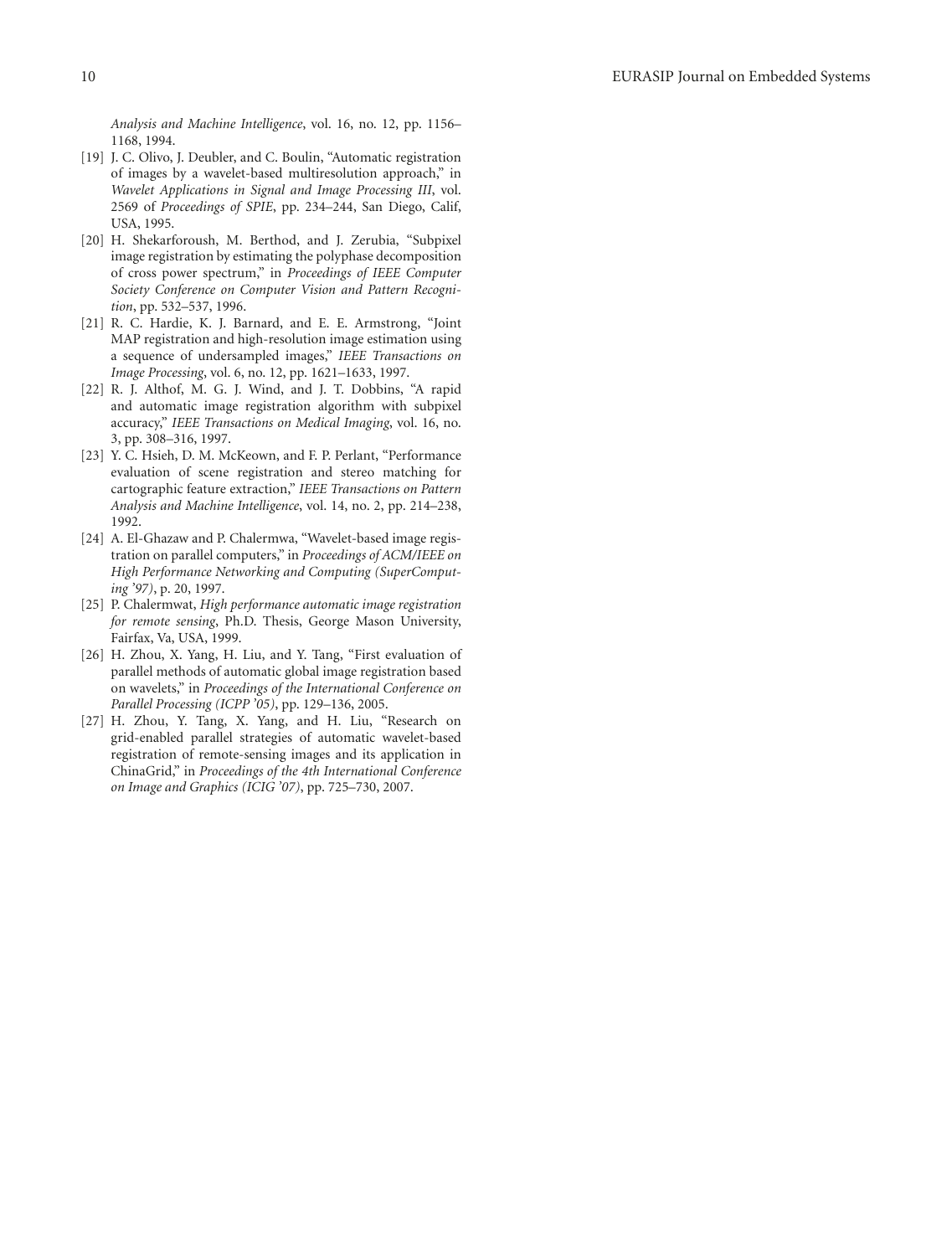*Analysis and Machine Intelligence*, vol. 16, no. 12, pp. 1156–1168, 1994.

[19] J. C. Olivo, J. Deubler, and C. Boulin, "Automatic registration of images by a wavelet-based multiresolution approach," in *Wavelet Applications in Signal and Image Processing III*, vol. 2569 of *Proceedings of SPIE*, pp. 234–244, San Diego, Calif, USA, 1995.

[20] H. Shekarforoush, M. Berthod, and J. Zerubia, "Subpixel image registration by estimating the polyphase decomposition of cross power spectrum," in *Proceedings of IEEE Computer Society Conference on Computer Vision and Pattern Recognition*, pp. 532–537, 1996.

[21] R. C. Hardie, K. J. Barnard, and E. E. Armstrong, "Joint MAP registration and high-resolution image estimation using a sequence of undersampled images," *IEEE Transactions on Image Processing*, vol. 6, no. 12, pp. 1621–1633, 1997.

[22] R. J. Althof, M. G. J. Wind, and J. T. Dobbins, "A rapid and automatic image registration algorithm with subpixel accuracy," *IEEE Transactions on Medical Imaging*, vol. 16, no. 3, pp. 308–316, 1997.

[23] Y. C. Hsieh, D. M. McKeown, and F. P. Perlant, "Performance evaluation of scene registration and stereo matching for cartographic feature extraction," *IEEE Transactions on Pattern Analysis and Machine Intelligence*, vol. 14, no. 2, pp. 214–238, 1992.

[24] A. El-Ghazaw and P. Chalermwa, "Wavelet-based image registration on parallel computers," in *Proceedings of ACM/IEEE on High Performance Networking and Computing (SuperComputing '97)*, p. 20, 1997.

[25] P. Chalermwat, *High performance automatic image registration for remote sensing*, Ph.D. Thesis, George Mason University, Fairfax, Va, USA, 1999.

[26] H. Zhou, X. Yang, H. Liu, and Y. Tang, "First evaluation of parallel methods of automatic global image registration based on wavelets," in *Proceedings of the International Conference on Parallel Processing (ICPP '05)*, pp. 129–136, 2005.

[27] H. Zhou, Y. Tang, X. Yang, and H. Liu, "Research on grid-enabled parallel strategies of automatic wavelet-based registration of remote-sensing images and its application in ChinaGrid," in *Proceedings of the 4th International Conference on Image and Graphics (ICIG '07)*, pp. 725–730, 2007.